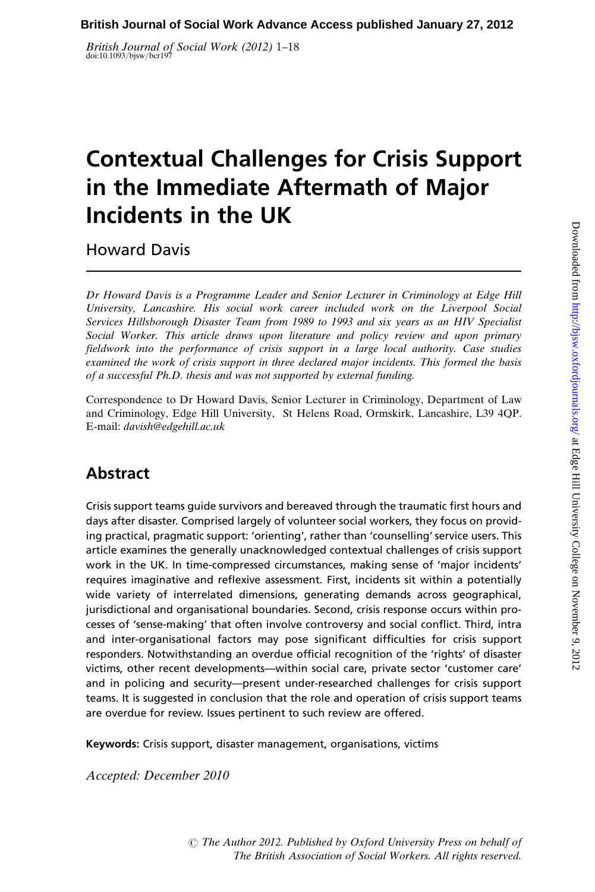# Contextual Challenges for Crisis Support in the Immediate Aftermath of Major Incidents in the UK

Howard Davis

*Dr Howard Davis is a Programme Leader and Senior Lecturer in Criminology at Edge Hill University, Lancashire. His social work career included work on the Liverpool Social Services Hillsborough Disaster Team from 1989 to 1993 and six years as an HIV Specialist Social Worker. This article draws upon literature and policy review and upon primary fieldwork into the performance of crisis support in a large local authority. Case studies examined the work of crisis support in three declared major incidents. This formed the basis of a successful Ph.D. thesis and was not supported by external funding.*

Correspondence to Dr Howard Davis, Senior Lecturer in Criminology, Department of Law and Criminology, Edge Hill University, St Helens Road, Ormskirk, Lancashire, L39 4QP. E-mail: *davish@edgehill.ac.uk*

## Abstract

Crisis support teams guide survivors and bereaved through the traumatic first hours and days after disaster. Comprised largely of volunteer social workers, they focus on providing practical, pragmatic support: 'orienting', rather than 'counselling' service users. This article examines the generally unacknowledged contextual challenges of crisis support work in the UK. In time-compressed circumstances, making sense of 'major incidents' requires imaginative and reflexive assessment. First, incidents sit within a potentially wide variety of interrelated dimensions, generating demands across geographical, jurisdictional and organisational boundaries. Second, crisis response occurs within processes of 'sense-making' that often involve controversy and social conflict. Third, intra and inter-organisational factors may pose significant difficulties for crisis support responders. Notwithstanding an overdue official recognition of the 'rights' of disaster victims, other recent developments—within social care, private sector 'customer care' and in policing and security—present under-researched challenges for crisis support teams. It is suggested in conclusion that the role and operation of crisis support teams are overdue for review. Issues pertinent to such review are offered.

**Keywords:** Crisis support, disaster management, organisations, victims

*Accepted: December 2010*

© *The Author 2012. Published by Oxford University Press on behalf of The British Association of Social Workers. All rights reserved.*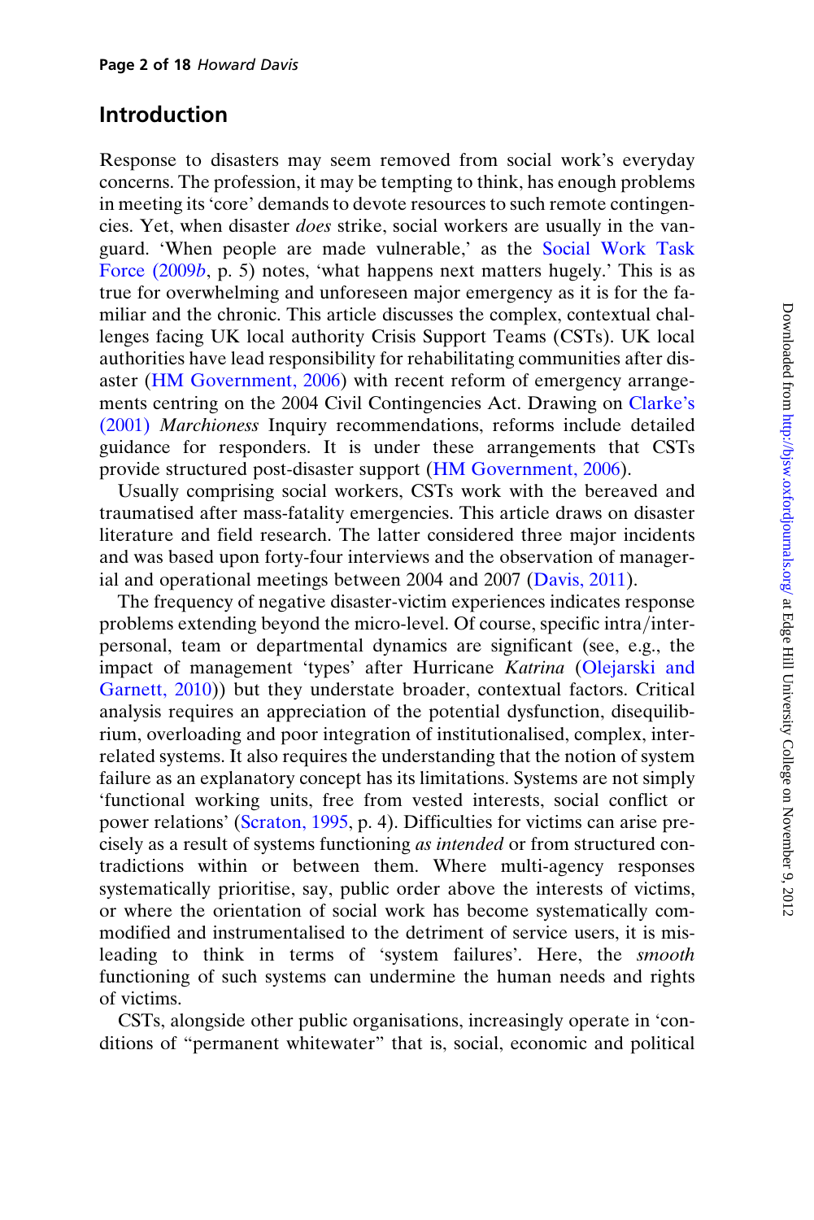## Introduction

Response to disasters may seem removed from social work's everyday concerns. The profession, it may be tempting to think, has enough problems in meeting its 'core' demands to devote resources to such remote contingencies. Yet, when disaster *does* strike, social workers are usually in the vanguard. 'When people are made vulnerable,' as the Social Work Task Force (2009*b*, p. 5) notes, 'what happens next matters hugely.' This is as true for overwhelming and unforeseen major emergency as it is for the familiar and the chronic. This article discusses the complex, contextual challenges facing UK local authority Crisis Support Teams (CSTs). UK local authorities have lead responsibility for rehabilitating communities after disaster (HM Government, 2006) with recent reform of emergency arrangements centring on the 2004 Civil Contingencies Act. Drawing on Clarke's (2001) *Marchioness* Inquiry recommendations, reforms include detailed guidance for responders. It is under these arrangements that CSTs provide structured post-disaster support (HM Government, 2006).

Usually comprising social workers, CSTs work with the bereaved and traumatised after mass-fatality emergencies. This article draws on disaster literature and field research. The latter considered three major incidents and was based upon forty-four interviews and the observation of managerial and operational meetings between 2004 and 2007 (Davis, 2011).

The frequency of negative disaster-victim experiences indicates response problems extending beyond the micro-level. Of course, specific intra/interpersonal, team or departmental dynamics are significant (see, e.g., the impact of management 'types' after Hurricane *Katrina* (Olejarski and Garnett, 2010)) but they understate broader, contextual factors. Critical analysis requires an appreciation of the potential dysfunction, disequilibrium, overloading and poor integration of institutionalised, complex, interrelated systems. It also requires the understanding that the notion of system failure as an explanatory concept has its limitations. Systems are not simply 'functional working units, free from vested interests, social conflict or power relations' (Scraton, 1995, p. 4). Difficulties for victims can arise precisely as a result of systems functioning *as intended* or from structured contradictions within or between them. Where multi-agency responses systematically prioritise, say, public order above the interests of victims, or where the orientation of social work has become systematically commodified and instrumentalised to the detriment of service users, it is misleading to think in terms of 'system failures'. Here, the *smooth* functioning of such systems can undermine the human needs and rights of victims.

CSTs, alongside other public organisations, increasingly operate in 'conditions of "permanent whitewater" that is, social, economic and political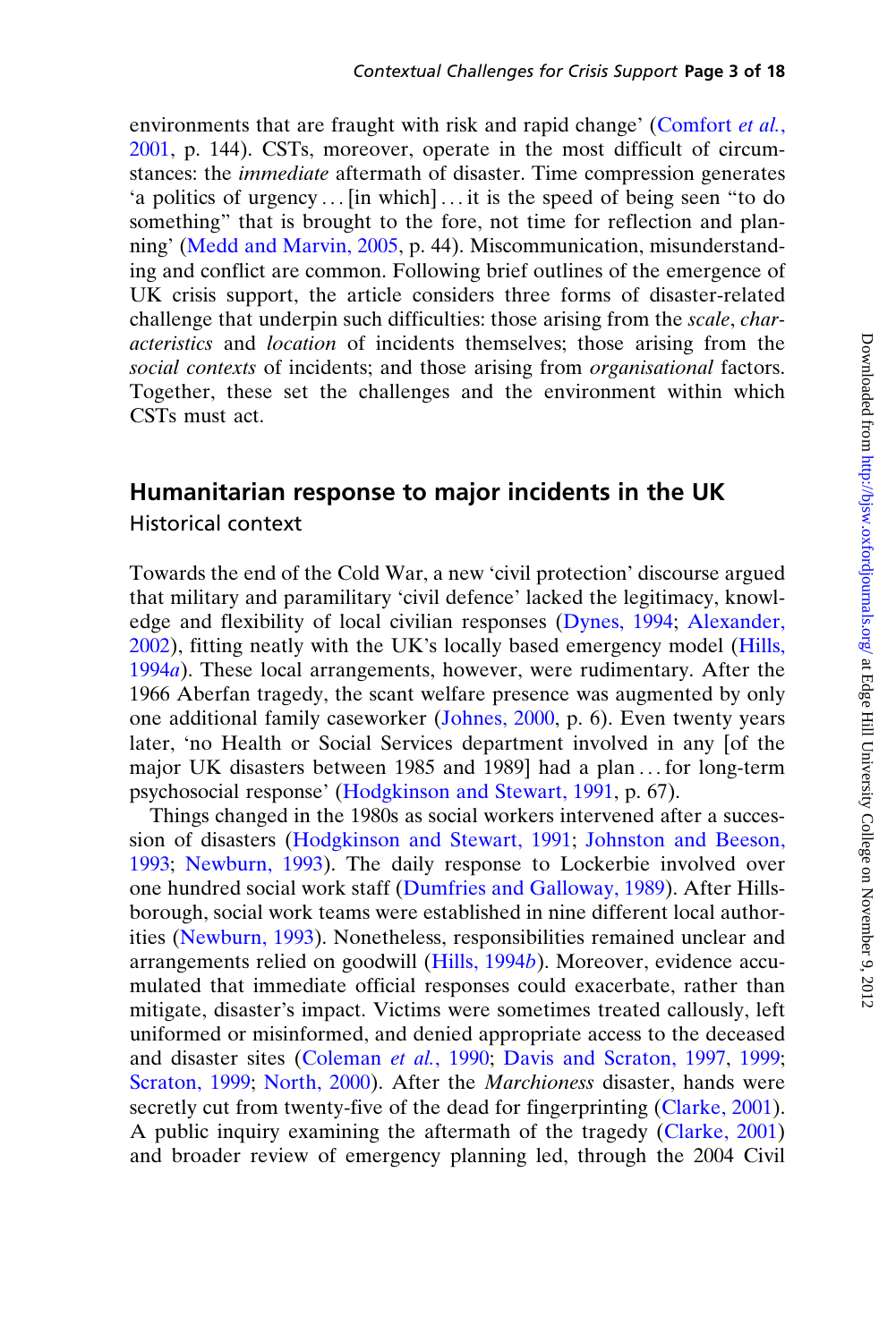environments that are fraught with risk and rapid change' (Comfort *et al.*, 2001, p. 144). CSTs, moreover, operate in the most difficult of circumstances: the *immediate* aftermath of disaster. Time compression generates 'a politics of urgency . . . [in which] . . . it is the speed of being seen "to do something" that is brought to the fore, not time for reflection and planning' (Medd and Marvin, 2005, p. 44). Miscommunication, misunderstanding and conflict are common. Following brief outlines of the emergence of UK crisis support, the article considers three forms of disaster-related challenge that underpin such difficulties: those arising from the *scale*, *characteristics* and *location* of incidents themselves; those arising from the *social contexts* of incidents; and those arising from *organisational* factors. Together, these set the challenges and the environment within which CSTs must act.

## Humanitarian response to major incidents in the UK

### Historical context

Towards the end of the Cold War, a new 'civil protection' discourse argued that military and paramilitary 'civil defence' lacked the legitimacy, knowledge and flexibility of local civilian responses (Dynes, 1994; Alexander, 2002), fitting neatly with the UK's locally based emergency model (Hills, 1994*a*). These local arrangements, however, were rudimentary. After the 1966 Aberfan tragedy, the scant welfare presence was augmented by only one additional family caseworker (Johnes, 2000, p. 6). Even twenty years later, 'no Health or Social Services department involved in any [of the major UK disasters between 1985 and 1989] had a plan . . . for long-term psychosocial response' (Hodgkinson and Stewart, 1991, p. 67).

Things changed in the 1980s as social workers intervened after a succession of disasters (Hodgkinson and Stewart, 1991; Johnston and Beeson, 1993; Newburn, 1993). The daily response to Lockerbie involved over one hundred social work staff (Dumfries and Galloway, 1989). After Hillsborough, social work teams were established in nine different local authorities (Newburn, 1993). Nonetheless, responsibilities remained unclear and arrangements relied on goodwill (Hills, 1994*b*). Moreover, evidence accumulated that immediate official responses could exacerbate, rather than mitigate, disaster's impact. Victims were sometimes treated callously, left uniformed or misinformed, and denied appropriate access to the deceased and disaster sites (Coleman *et al.*, 1990; Davis and Scraton, 1997, 1999; Scraton, 1999; North, 2000). After the *Marchioness* disaster, hands were secretly cut from twenty-five of the dead for fingerprinting (Clarke, 2001). A public inquiry examining the aftermath of the tragedy (Clarke, 2001) and broader review of emergency planning led, through the 2004 Civil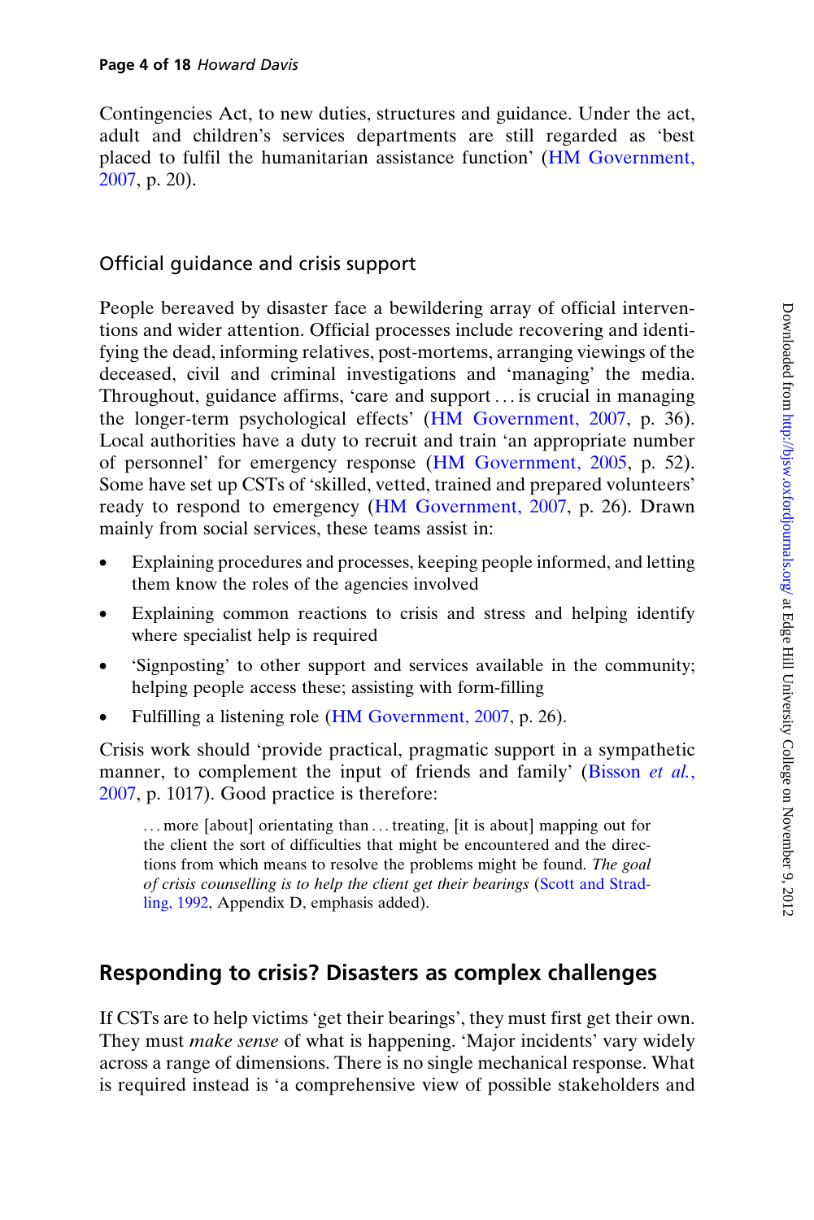Contingencies Act, to new duties, structures and guidance. Under the act, adult and children's services departments are still regarded as 'best placed to fulfil the humanitarian assistance function' (HM Government, 2007, p. 20).

### Official guidance and crisis support

People bereaved by disaster face a bewildering array of official interventions and wider attention. Official processes include recovering and identifying the dead, informing relatives, post-mortems, arranging viewings of the deceased, civil and criminal investigations and 'managing' the media. Throughout, guidance affirms, 'care and support ... is crucial in managing the longer-term psychological effects' (HM Government, 2007, p. 36). Local authorities have a duty to recruit and train 'an appropriate number of personnel' for emergency response (HM Government, 2005, p. 52). Some have set up CSTs of 'skilled, vetted, trained and prepared volunteers' ready to respond to emergency (HM Government, 2007, p. 26). Drawn mainly from social services, these teams assist in:

- Explaining procedures and processes, keeping people informed, and letting them know the roles of the agencies involved
- Explaining common reactions to crisis and stress and helping identify where specialist help is required
- 'Signposting' to other support and services available in the community; helping people access these; assisting with form-filling
- Fulfilling a listening role (HM Government, 2007, p. 26).

Crisis work should 'provide practical, pragmatic support in a sympathetic manner, to complement the input of friends and family' (Bisson *et al.*, 2007, p. 1017). Good practice is therefore:

> ... more [about] orientating than ... treating, [it is about] mapping out for the client the sort of difficulties that might be encountered and the directions from which means to resolve the problems might be found. *The goal of crisis counselling is to help the client get their bearings* (Scott and Stradling, 1992, Appendix D, emphasis added).

## Responding to crisis? Disasters as complex challenges

If CSTs are to help victims 'get their bearings', they must first get their own. They must *make sense* of what is happening. 'Major incidents' vary widely across a range of dimensions. There is no single mechanical response. What is required instead is 'a comprehensive view of possible stakeholders and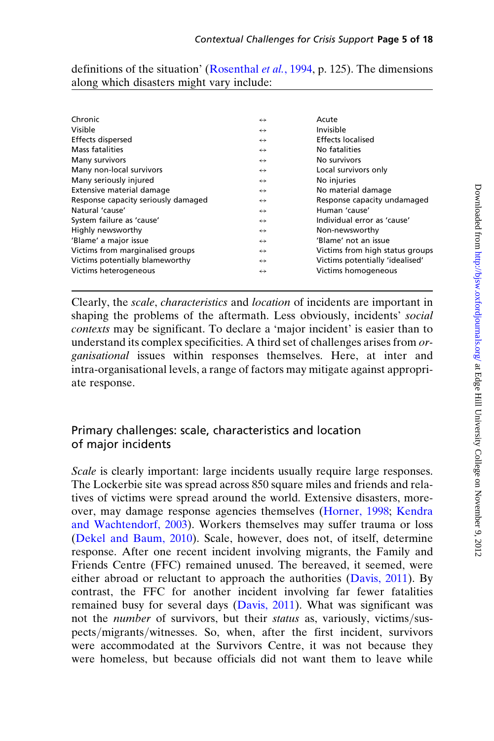definitions of the situation' (Rosenthal *et al.*, 1994, p. 125). The dimensions along which disasters might vary include:

| | | |
|---|---|---|
| Chronic | ↔ | Acute |
| Visible | ↔ | Invisible |
| Effects dispersed | ↔ | Effects localised |
| Mass fatalities | ↔ | No fatalities |
| Many survivors | ↔ | No survivors |
| Many non-local survivors | ↔ | Local survivors only |
| Many seriously injured | ↔ | No injuries |
| Extensive material damage | ↔ | No material damage |
| Response capacity seriously damaged | ↔ | Response capacity undamaged |
| Natural 'cause' | ↔ | Human 'cause' |
| System failure as 'cause' | ↔ | Individual error as 'cause' |
| Highly newsworthy | ↔ | Non-newsworthy |
| 'Blame' a major issue | ↔ | 'Blame' not an issue |
| Victims from marginalised groups | ↔ | Victims from high status groups |
| Victims potentially blameworthy | ↔ | Victims potentially 'idealised' |
| Victims heterogeneous | ↔ | Victims homogeneous |

Clearly, the *scale*, *characteristics* and *location* of incidents are important in shaping the problems of the aftermath. Less obviously, incidents' *social contexts* may be significant. To declare a 'major incident' is easier than to understand its complex specificities. A third set of challenges arises from *organisational* issues within responses themselves. Here, at inter and intra-organisational levels, a range of factors may mitigate against appropriate response.

## Primary challenges: scale, characteristics and location of major incidents

*Scale* is clearly important: large incidents usually require large responses. The Lockerbie site was spread across 850 square miles and friends and relatives of victims were spread around the world. Extensive disasters, moreover, may damage response agencies themselves (Horner, 1998; Kendra and Wachtendorf, 2003). Workers themselves may suffer trauma or loss (Dekel and Baum, 2010). Scale, however, does not, of itself, determine response. After one recent incident involving migrants, the Family and Friends Centre (FFC) remained unused. The bereaved, it seemed, were either abroad or reluctant to approach the authorities (Davis, 2011). By contrast, the FFC for another incident involving far fewer fatalities remained busy for several days (Davis, 2011). What was significant was not the *number* of survivors, but their *status* as, variously, victims/suspects/migrants/witnesses. So, when, after the first incident, survivors were accommodated at the Survivors Centre, it was not because they were homeless, but because officials did not want them to leave while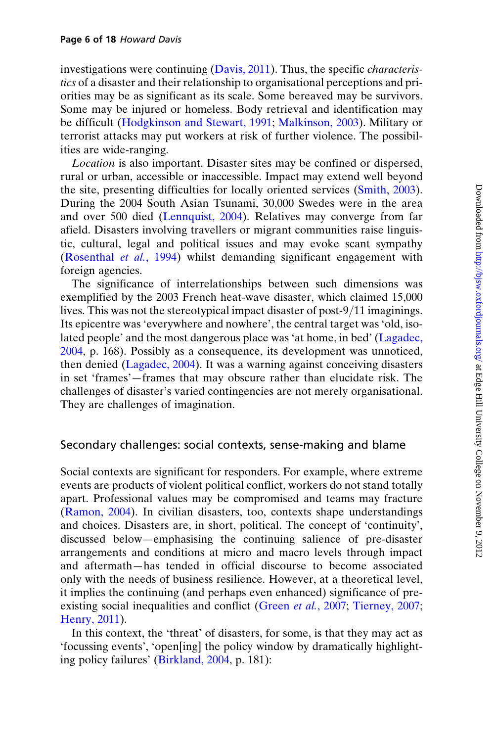investigations were continuing (Davis, 2011). Thus, the specific *characteristics* of a disaster and their relationship to organisational perceptions and priorities may be as significant as its scale. Some bereaved may be survivors. Some may be injured or homeless. Body retrieval and identification may be difficult (Hodgkinson and Stewart, 1991; Malkinson, 2003). Military or terrorist attacks may put workers at risk of further violence. The possibilities are wide-ranging.

*Location* is also important. Disaster sites may be confined or dispersed, rural or urban, accessible or inaccessible. Impact may extend well beyond the site, presenting difficulties for locally oriented services (Smith, 2003). During the 2004 South Asian Tsunami, 30,000 Swedes were in the area and over 500 died (Lennquist, 2004). Relatives may converge from far afield. Disasters involving travellers or migrant communities raise linguistic, cultural, legal and political issues and may evoke scant sympathy (Rosenthal *et al.*, 1994) whilst demanding significant engagement with foreign agencies.

The significance of interrelationships between such dimensions was exemplified by the 2003 French heat-wave disaster, which claimed 15,000 lives. This was not the stereotypical impact disaster of post-9/11 imaginings. Its epicentre was 'everywhere and nowhere', the central target was 'old, isolated people' and the most dangerous place was 'at home, in bed' (Lagadec, 2004, p. 168). Possibly as a consequence, its development was unnoticed, then denied (Lagadec, 2004). It was a warning against conceiving disasters in set 'frames'—frames that may obscure rather than elucidate risk. The challenges of disaster's varied contingencies are not merely organisational. They are challenges of imagination.

## Secondary challenges: social contexts, sense-making and blame

Social contexts are significant for responders. For example, where extreme events are products of violent political conflict, workers do not stand totally apart. Professional values may be compromised and teams may fracture (Ramon, 2004). In civilian disasters, too, contexts shape understandings and choices. Disasters are, in short, political. The concept of 'continuity', discussed below—emphasising the continuing salience of pre-disaster arrangements and conditions at micro and macro levels through impact and aftermath—has tended in official discourse to become associated only with the needs of business resilience. However, at a theoretical level, it implies the continuing (and perhaps even enhanced) significance of pre-existing social inequalities and conflict (Green *et al.*, 2007; Tierney, 2007; Henry, 2011).

In this context, the 'threat' of disasters, for some, is that they may act as 'focussing events', 'open[ing] the policy window by dramatically highlighting policy failures' (Birkland, 2004, p. 181):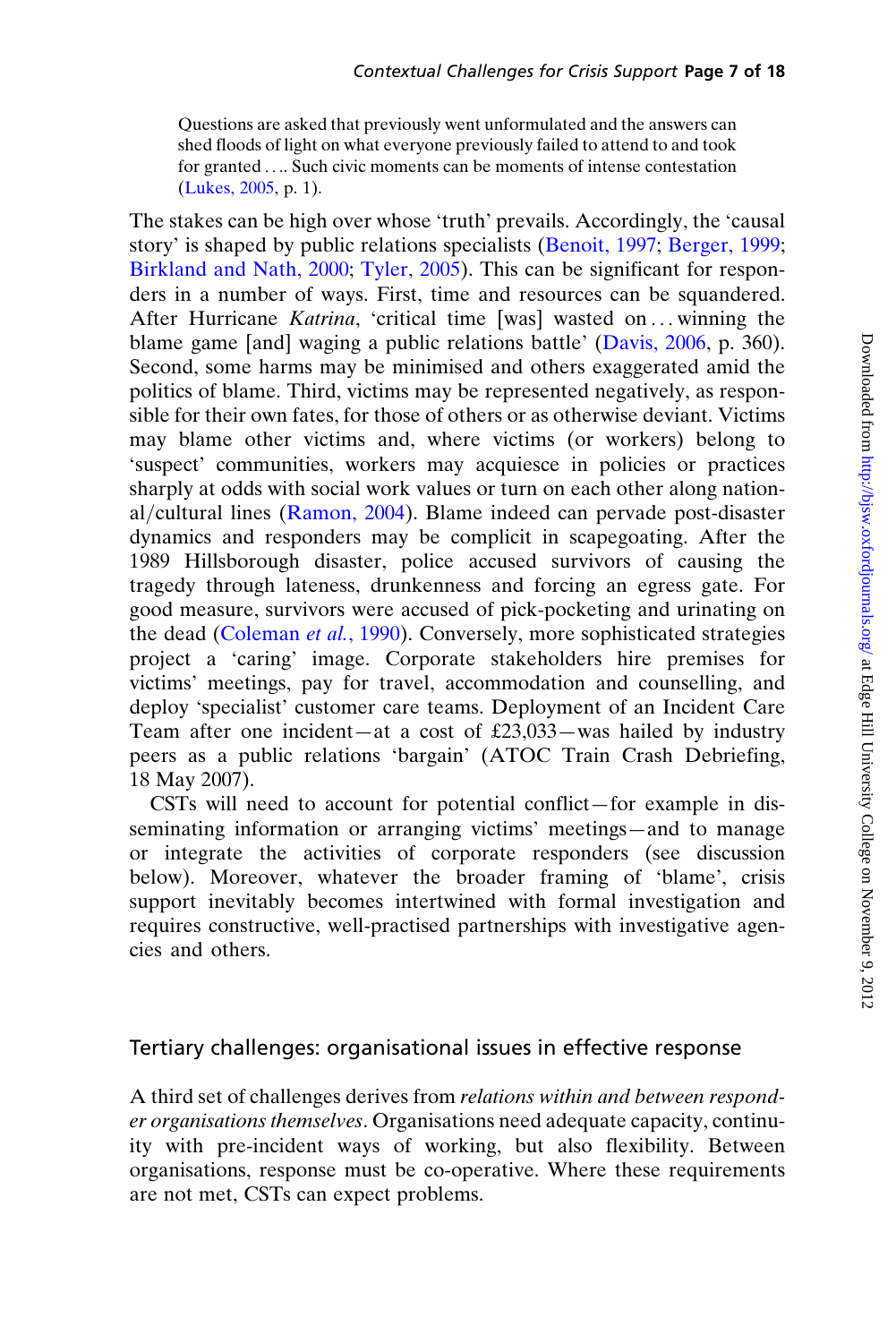> Questions are asked that previously went unformulated and the answers can shed floods of light on what everyone previously failed to attend to and took for granted . . .. Such civic moments can be moments of intense contestation (Lukes, 2005, p. 1).

The stakes can be high over whose 'truth' prevails. Accordingly, the 'causal story' is shaped by public relations specialists (Benoit, 1997; Berger, 1999; Birkland and Nath, 2000; Tyler, 2005). This can be significant for responders in a number of ways. First, time and resources can be squandered. After Hurricane *Katrina*, 'critical time [was] wasted on . . . winning the blame game [and] waging a public relations battle' (Davis, 2006, p. 360). Second, some harms may be minimised and others exaggerated amid the politics of blame. Third, victims may be represented negatively, as responsible for their own fates, for those of others or as otherwise deviant. Victims may blame other victims and, where victims (or workers) belong to 'suspect' communities, workers may acquiesce in policies or practices sharply at odds with social work values or turn on each other along national/cultural lines (Ramon, 2004). Blame indeed can pervade post-disaster dynamics and responders may be complicit in scapegoating. After the 1989 Hillsborough disaster, police accused survivors of causing the tragedy through lateness, drunkenness and forcing an egress gate. For good measure, survivors were accused of pick-pocketing and urinating on the dead (Coleman *et al.*, 1990). Conversely, more sophisticated strategies project a 'caring' image. Corporate stakeholders hire premises for victims' meetings, pay for travel, accommodation and counselling, and deploy 'specialist' customer care teams. Deployment of an Incident Care Team after one incident—at a cost of £23,033—was hailed by industry peers as a public relations 'bargain' (ATOC Train Crash Debriefing, 18 May 2007).

CSTs will need to account for potential conflict—for example in disseminating information or arranging victims' meetings—and to manage or integrate the activities of corporate responders (see discussion below). Moreover, whatever the broader framing of 'blame', crisis support inevitably becomes intertwined with formal investigation and requires constructive, well-practised partnerships with investigative agencies and others.

## Tertiary challenges: organisational issues in effective response

A third set of challenges derives from *relations within and between responder organisations themselves*. Organisations need adequate capacity, continuity with pre-incident ways of working, but also flexibility. Between organisations, response must be co-operative. Where these requirements are not met, CSTs can expect problems.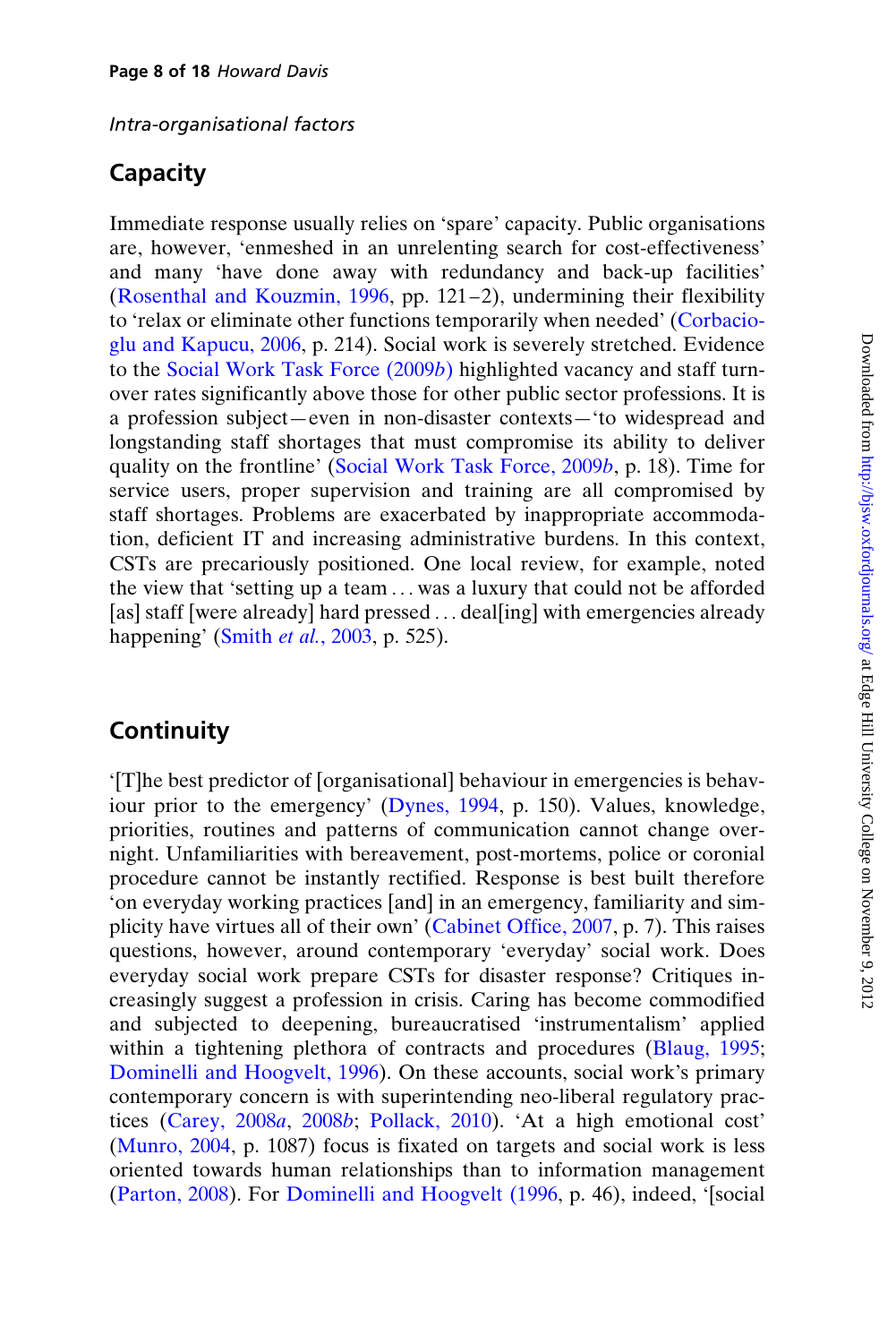*Intra-organisational factors*

## Capacity

Immediate response usually relies on 'spare' capacity. Public organisations are, however, 'enmeshed in an unrelenting search for cost-effectiveness' and many 'have done away with redundancy and back-up facilities' (Rosenthal and Kouzmin, 1996, pp. 121–2), undermining their flexibility to 'relax or eliminate other functions temporarily when needed' (Corbacioglu and Kapucu, 2006, p. 214). Social work is severely stretched. Evidence to the Social Work Task Force (2009*b*) highlighted vacancy and staff turnover rates significantly above those for other public sector professions. It is a profession subject—even in non-disaster contexts—'to widespread and longstanding staff shortages that must compromise its ability to deliver quality on the frontline' (Social Work Task Force, 2009*b*, p. 18). Time for service users, proper supervision and training are all compromised by staff shortages. Problems are exacerbated by inappropriate accommodation, deficient IT and increasing administrative burdens. In this context, CSTs are precariously positioned. One local review, for example, noted the view that 'setting up a team ... was a luxury that could not be afforded [as] staff [were already] hard pressed ... deal[ing] with emergencies already happening' (Smith *et al.*, 2003, p. 525).

## Continuity

'[T]he best predictor of [organisational] behaviour in emergencies is behaviour prior to the emergency' (Dynes, 1994, p. 150). Values, knowledge, priorities, routines and patterns of communication cannot change overnight. Unfamiliarities with bereavement, post-mortems, police or coronial procedure cannot be instantly rectified. Response is best built therefore 'on everyday working practices [and] in an emergency, familiarity and simplicity have virtues all of their own' (Cabinet Office, 2007, p. 7). This raises questions, however, around contemporary 'everyday' social work. Does everyday social work prepare CSTs for disaster response? Critiques increasingly suggest a profession in crisis. Caring has become commodified and subjected to deepening, bureaucratised 'instrumentalism' applied within a tightening plethora of contracts and procedures (Blaug, 1995; Dominelli and Hoogvelt, 1996). On these accounts, social work's primary contemporary concern is with superintending neo-liberal regulatory practices (Carey, 2008*a*, 2008*b*; Pollack, 2010). 'At a high emotional cost' (Munro, 2004, p. 1087) focus is fixated on targets and social work is less oriented towards human relationships than to information management (Parton, 2008). For Dominelli and Hoogvelt (1996, p. 46), indeed, '[social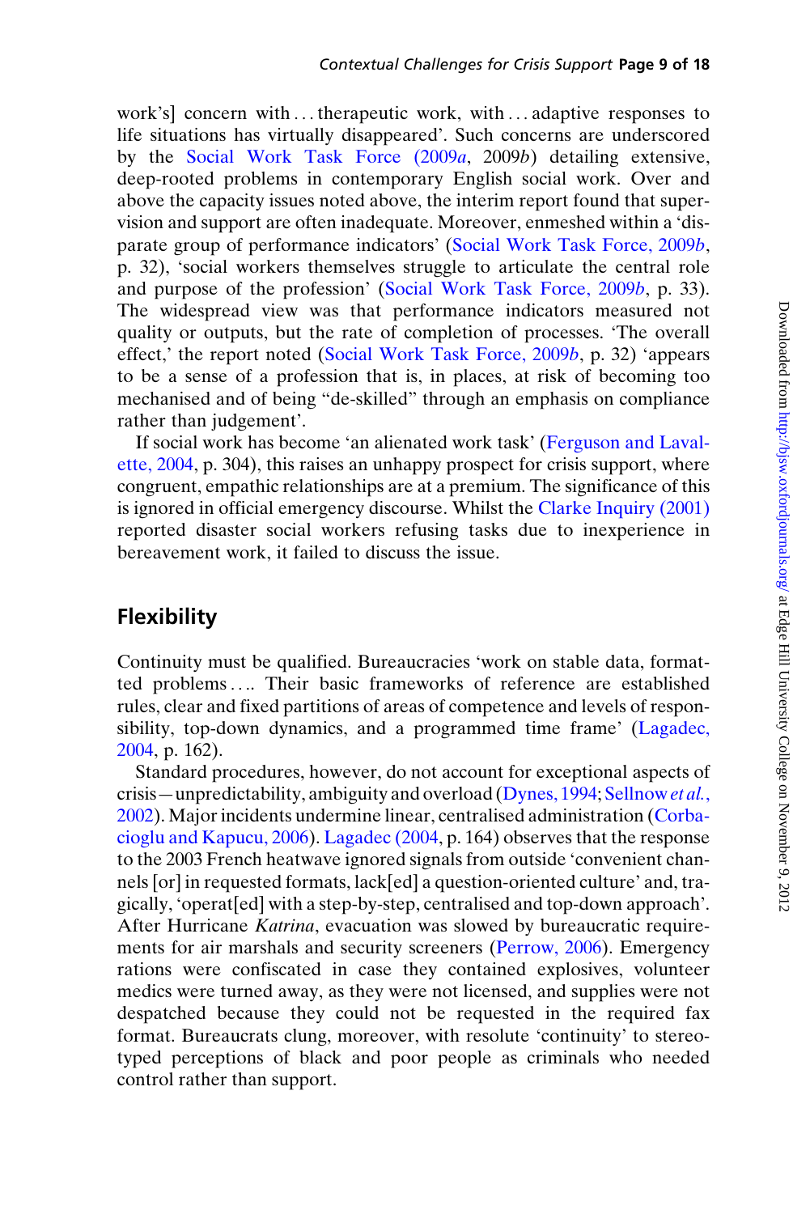work's] concern with . . . therapeutic work, with . . . adaptive responses to life situations has virtually disappeared'. Such concerns are underscored by the Social Work Task Force (2009*a*, 2009*b*) detailing extensive, deep-rooted problems in contemporary English social work. Over and above the capacity issues noted above, the interim report found that supervision and support are often inadequate. Moreover, enmeshed within a 'disparate group of performance indicators' (Social Work Task Force, 2009*b*, p. 32), 'social workers themselves struggle to articulate the central role and purpose of the profession' (Social Work Task Force, 2009*b*, p. 33). The widespread view was that performance indicators measured not quality or outputs, but the rate of completion of processes. 'The overall effect,' the report noted (Social Work Task Force, 2009*b*, p. 32) 'appears to be a sense of a profession that is, in places, at risk of becoming too mechanised and of being "de-skilled" through an emphasis on compliance rather than judgement'.

If social work has become 'an alienated work task' (Ferguson and Lavalette, 2004, p. 304), this raises an unhappy prospect for crisis support, where congruent, empathic relationships are at a premium. The significance of this is ignored in official emergency discourse. Whilst the Clarke Inquiry (2001) reported disaster social workers refusing tasks due to inexperience in bereavement work, it failed to discuss the issue.

## Flexibility

Continuity must be qualified. Bureaucracies 'work on stable data, formatted problems . . .. Their basic frameworks of reference are established rules, clear and fixed partitions of areas of competence and levels of responsibility, top-down dynamics, and a programmed time frame' (Lagadec, 2004, p. 162).

Standard procedures, however, do not account for exceptional aspects of crisis—unpredictability, ambiguity and overload (Dynes, 1994; Sellnow *et al.*, 2002). Major incidents undermine linear, centralised administration (Corbacioglu and Kapucu, 2006). Lagadec (2004, p. 164) observes that the response to the 2003 French heatwave ignored signals from outside 'convenient channels [or] in requested formats, lack[ed] a question-oriented culture' and, tragically, 'operat[ed] with a step-by-step, centralised and top-down approach'. After Hurricane *Katrina*, evacuation was slowed by bureaucratic requirements for air marshals and security screeners (Perrow, 2006). Emergency rations were confiscated in case they contained explosives, volunteer medics were turned away, as they were not licensed, and supplies were not despatched because they could not be requested in the required fax format. Bureaucrats clung, moreover, with resolute 'continuity' to stereotyped perceptions of black and poor people as criminals who needed control rather than support.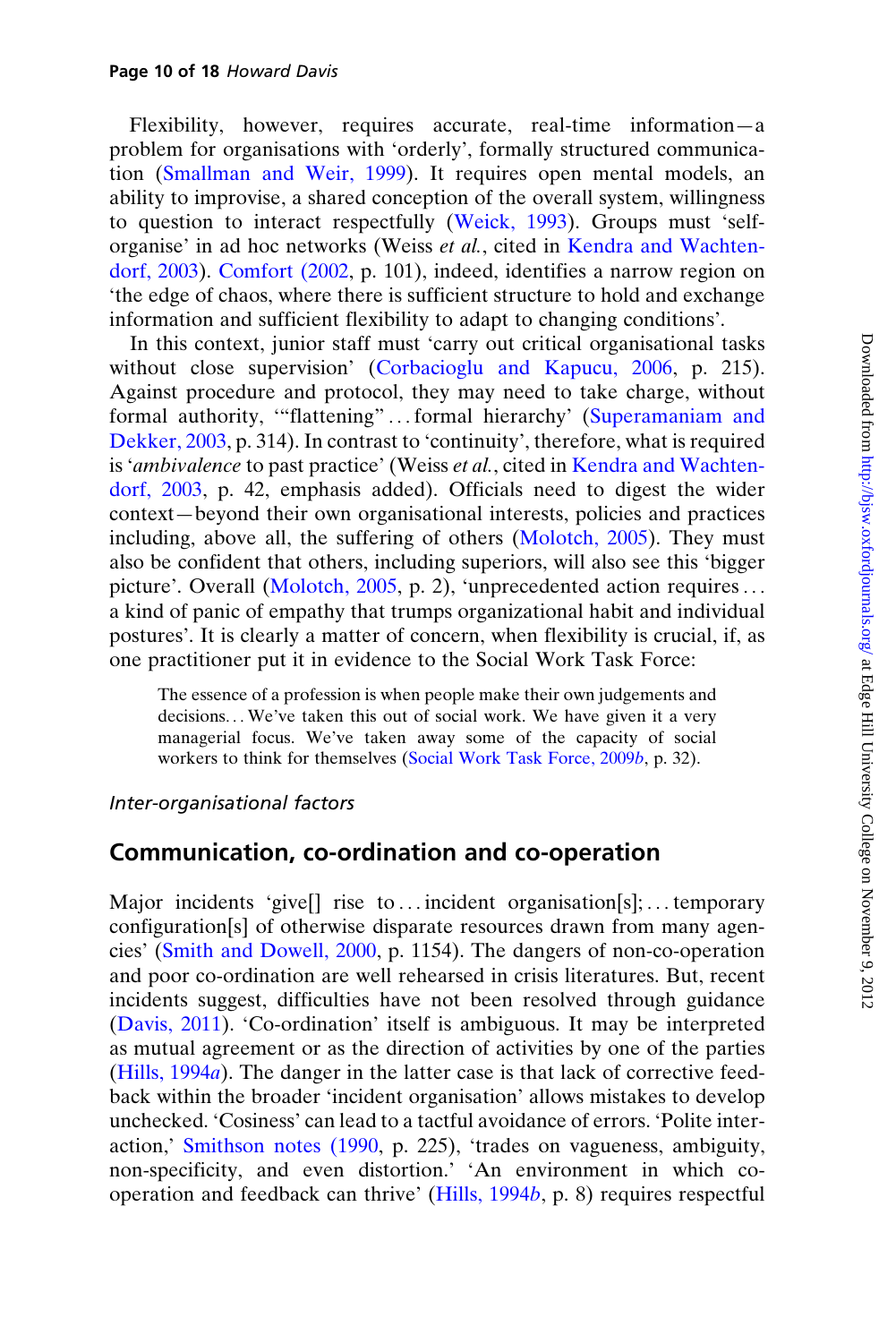Flexibility, however, requires accurate, real-time information—a problem for organisations with 'orderly', formally structured communication (Smallman and Weir, 1999). It requires open mental models, an ability to improvise, a shared conception of the overall system, willingness to question to interact respectfully (Weick, 1993). Groups must 'self-organise' in ad hoc networks (Weiss *et al.*, cited in Kendra and Wachtendorf, 2003). Comfort (2002, p. 101), indeed, identifies a narrow region on 'the edge of chaos, where there is sufficient structure to hold and exchange information and sufficient flexibility to adapt to changing conditions'.

In this context, junior staff must 'carry out critical organisational tasks without close supervision' (Corbacioglu and Kapucu, 2006, p. 215). Against procedure and protocol, they may need to take charge, without formal authority, '"flattening" ... formal hierarchy' (Superamaniam and Dekker, 2003, p. 314). In contrast to 'continuity', therefore, what is required is '*ambivalence* to past practice' (Weiss *et al.*, cited in Kendra and Wachtendorf, 2003, p. 42, emphasis added). Officials need to digest the wider context—beyond their own organisational interests, policies and practices including, above all, the suffering of others (Molotch, 2005). They must also be confident that others, including superiors, will also see this 'bigger picture'. Overall (Molotch, 2005, p. 2), 'unprecedented action requires ... a kind of panic of empathy that trumps organizational habit and individual postures'. It is clearly a matter of concern, when flexibility is crucial, if, as one practitioner put it in evidence to the Social Work Task Force:

> The essence of a profession is when people make their own judgements and decisions... We've taken this out of social work. We have given it a very managerial focus. We've taken away some of the capacity of social workers to think for themselves (Social Work Task Force, 2009*b*, p. 32).

*Inter-organisational factors*

## Communication, co-ordination and co-operation

Major incidents 'give[] rise to ... incident organisation[s]; ... temporary configuration[s] of otherwise disparate resources drawn from many agencies' (Smith and Dowell, 2000, p. 1154). The dangers of non-co-operation and poor co-ordination are well rehearsed in crisis literatures. But, recent incidents suggest, difficulties have not been resolved through guidance (Davis, 2011). 'Co-ordination' itself is ambiguous. It may be interpreted as mutual agreement or as the direction of activities by one of the parties (Hills, 1994*a*). The danger in the latter case is that lack of corrective feedback within the broader 'incident organisation' allows mistakes to develop unchecked. 'Cosiness' can lead to a tactful avoidance of errors. 'Polite interaction,' Smithson notes (1990, p. 225), 'trades on vagueness, ambiguity, non-specificity, and even distortion.' 'An environment in which co-operation and feedback can thrive' (Hills, 1994*b*, p. 8) requires respectful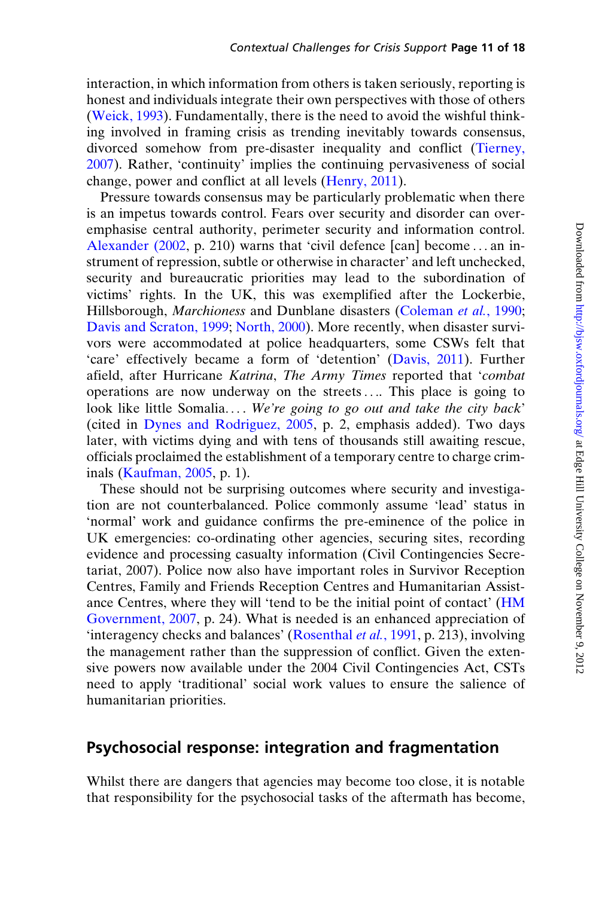interaction, in which information from others is taken seriously, reporting is honest and individuals integrate their own perspectives with those of others (Weick, 1993). Fundamentally, there is the need to avoid the wishful thinking involved in framing crisis as trending inevitably towards consensus, divorced somehow from pre-disaster inequality and conflict (Tierney, 2007). Rather, 'continuity' implies the continuing pervasiveness of social change, power and conflict at all levels (Henry, 2011).

Pressure towards consensus may be particularly problematic when there is an impetus towards control. Fears over security and disorder can overemphasise central authority, perimeter security and information control. Alexander (2002, p. 210) warns that 'civil defence [can] become . . . an instrument of repression, subtle or otherwise in character' and left unchecked, security and bureaucratic priorities may lead to the subordination of victims' rights. In the UK, this was exemplified after the Lockerbie, Hillsborough, *Marchioness* and Dunblane disasters (Coleman *et al.*, 1990; Davis and Scraton, 1999; North, 2000). More recently, when disaster survivors were accommodated at police headquarters, some CSWs felt that 'care' effectively became a form of 'detention' (Davis, 2011). Further afield, after Hurricane *Katrina*, *The Army Times* reported that '*combat* operations are now underway on the streets . . .. This place is going to look like little Somalia. . . . *We're going to go out and take the city back*' (cited in Dynes and Rodriguez, 2005, p. 2, emphasis added). Two days later, with victims dying and with tens of thousands still awaiting rescue, officials proclaimed the establishment of a temporary centre to charge criminals (Kaufman, 2005, p. 1).

These should not be surprising outcomes where security and investigation are not counterbalanced. Police commonly assume 'lead' status in 'normal' work and guidance confirms the pre-eminence of the police in UK emergencies: co-ordinating other agencies, securing sites, recording evidence and processing casualty information (Civil Contingencies Secretariat, 2007). Police now also have important roles in Survivor Reception Centres, Family and Friends Reception Centres and Humanitarian Assistance Centres, where they will 'tend to be the initial point of contact' (HM Government, 2007, p. 24). What is needed is an enhanced appreciation of 'interagency checks and balances' (Rosenthal *et al.*, 1991, p. 213), involving the management rather than the suppression of conflict. Given the extensive powers now available under the 2004 Civil Contingencies Act, CSTs need to apply 'traditional' social work values to ensure the salience of humanitarian priorities.

## Psychosocial response: integration and fragmentation

Whilst there are dangers that agencies may become too close, it is notable that responsibility for the psychosocial tasks of the aftermath has become,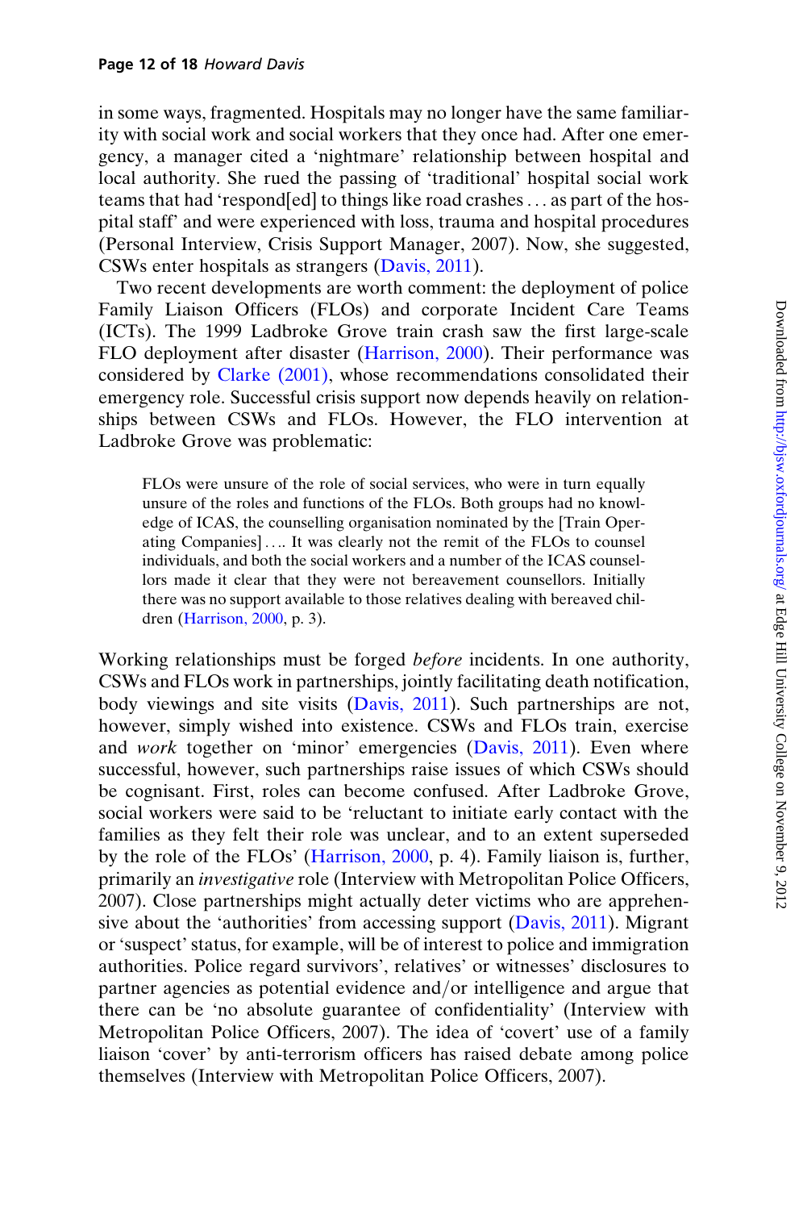in some ways, fragmented. Hospitals may no longer have the same familiarity with social work and social workers that they once had. After one emergency, a manager cited a 'nightmare' relationship between hospital and local authority. She rued the passing of 'traditional' hospital social work teams that had 'respond[ed] to things like road crashes ... as part of the hospital staff' and were experienced with loss, trauma and hospital procedures (Personal Interview, Crisis Support Manager, 2007). Now, she suggested, CSWs enter hospitals as strangers (Davis, 2011).

Two recent developments are worth comment: the deployment of police Family Liaison Officers (FLOs) and corporate Incident Care Teams (ICTs). The 1999 Ladbroke Grove train crash saw the first large-scale FLO deployment after disaster (Harrison, 2000). Their performance was considered by Clarke (2001), whose recommendations consolidated their emergency role. Successful crisis support now depends heavily on relationships between CSWs and FLOs. However, the FLO intervention at Ladbroke Grove was problematic:

> FLOs were unsure of the role of social services, who were in turn equally unsure of the roles and functions of the FLOs. Both groups had no knowledge of ICAS, the counselling organisation nominated by the [Train Operating Companies] .... It was clearly not the remit of the FLOs to counsel individuals, and both the social workers and a number of the ICAS counsellors made it clear that they were not bereavement counsellors. Initially there was no support available to those relatives dealing with bereaved children (Harrison, 2000, p. 3).

Working relationships must be forged *before* incidents. In one authority, CSWs and FLOs work in partnerships, jointly facilitating death notification, body viewings and site visits (Davis, 2011). Such partnerships are not, however, simply wished into existence. CSWs and FLOs train, exercise and *work* together on 'minor' emergencies (Davis, 2011). Even where successful, however, such partnerships raise issues of which CSWs should be cognisant. First, roles can become confused. After Ladbroke Grove, social workers were said to be 'reluctant to initiate early contact with the families as they felt their role was unclear, and to an extent superseded by the role of the FLOs' (Harrison, 2000, p. 4). Family liaison is, further, primarily an *investigative* role (Interview with Metropolitan Police Officers, 2007). Close partnerships might actually deter victims who are apprehensive about the 'authorities' from accessing support (Davis, 2011). Migrant or 'suspect' status, for example, will be of interest to police and immigration authorities. Police regard survivors', relatives' or witnesses' disclosures to partner agencies as potential evidence and/or intelligence and argue that there can be 'no absolute guarantee of confidentiality' (Interview with Metropolitan Police Officers, 2007). The idea of 'covert' use of a family liaison 'cover' by anti-terrorism officers has raised debate among police themselves (Interview with Metropolitan Police Officers, 2007).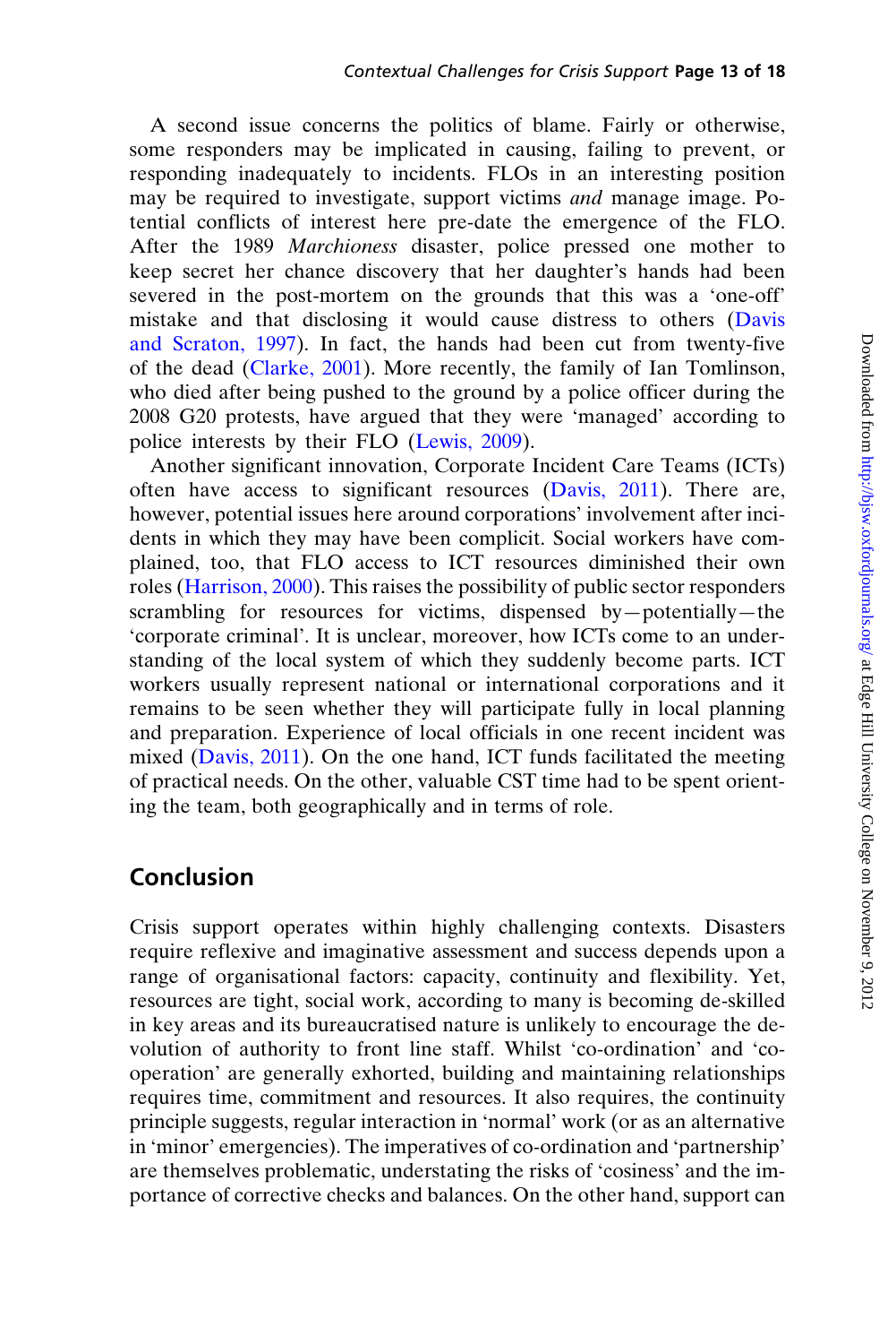A second issue concerns the politics of blame. Fairly or otherwise, some responders may be implicated in causing, failing to prevent, or responding inadequately to incidents. FLOs in an interesting position may be required to investigate, support victims *and* manage image. Potential conflicts of interest here pre-date the emergence of the FLO. After the 1989 *Marchioness* disaster, police pressed one mother to keep secret her chance discovery that her daughter's hands had been severed in the post-mortem on the grounds that this was a 'one-off' mistake and that disclosing it would cause distress to others (Davis and Scraton, 1997). In fact, the hands had been cut from twenty-five of the dead (Clarke, 2001). More recently, the family of Ian Tomlinson, who died after being pushed to the ground by a police officer during the 2008 G20 protests, have argued that they were 'managed' according to police interests by their FLO (Lewis, 2009).

Another significant innovation, Corporate Incident Care Teams (ICTs) often have access to significant resources (Davis, 2011). There are, however, potential issues here around corporations' involvement after incidents in which they may have been complicit. Social workers have complained, too, that FLO access to ICT resources diminished their own roles (Harrison, 2000). This raises the possibility of public sector responders scrambling for resources for victims, dispensed by—potentially—the 'corporate criminal'. It is unclear, moreover, how ICTs come to an understanding of the local system of which they suddenly become parts. ICT workers usually represent national or international corporations and it remains to be seen whether they will participate fully in local planning and preparation. Experience of local officials in one recent incident was mixed (Davis, 2011). On the one hand, ICT funds facilitated the meeting of practical needs. On the other, valuable CST time had to be spent orienting the team, both geographically and in terms of role.

## Conclusion

Crisis support operates within highly challenging contexts. Disasters require reflexive and imaginative assessment and success depends upon a range of organisational factors: capacity, continuity and flexibility. Yet, resources are tight, social work, according to many is becoming de-skilled in key areas and its bureaucratised nature is unlikely to encourage the devolution of authority to front line staff. Whilst 'co-ordination' and 'co-operation' are generally exhorted, building and maintaining relationships requires time, commitment and resources. It also requires, the continuity principle suggests, regular interaction in 'normal' work (or as an alternative in 'minor' emergencies). The imperatives of co-ordination and 'partnership' are themselves problematic, understating the risks of 'cosiness' and the importance of corrective checks and balances. On the other hand, support can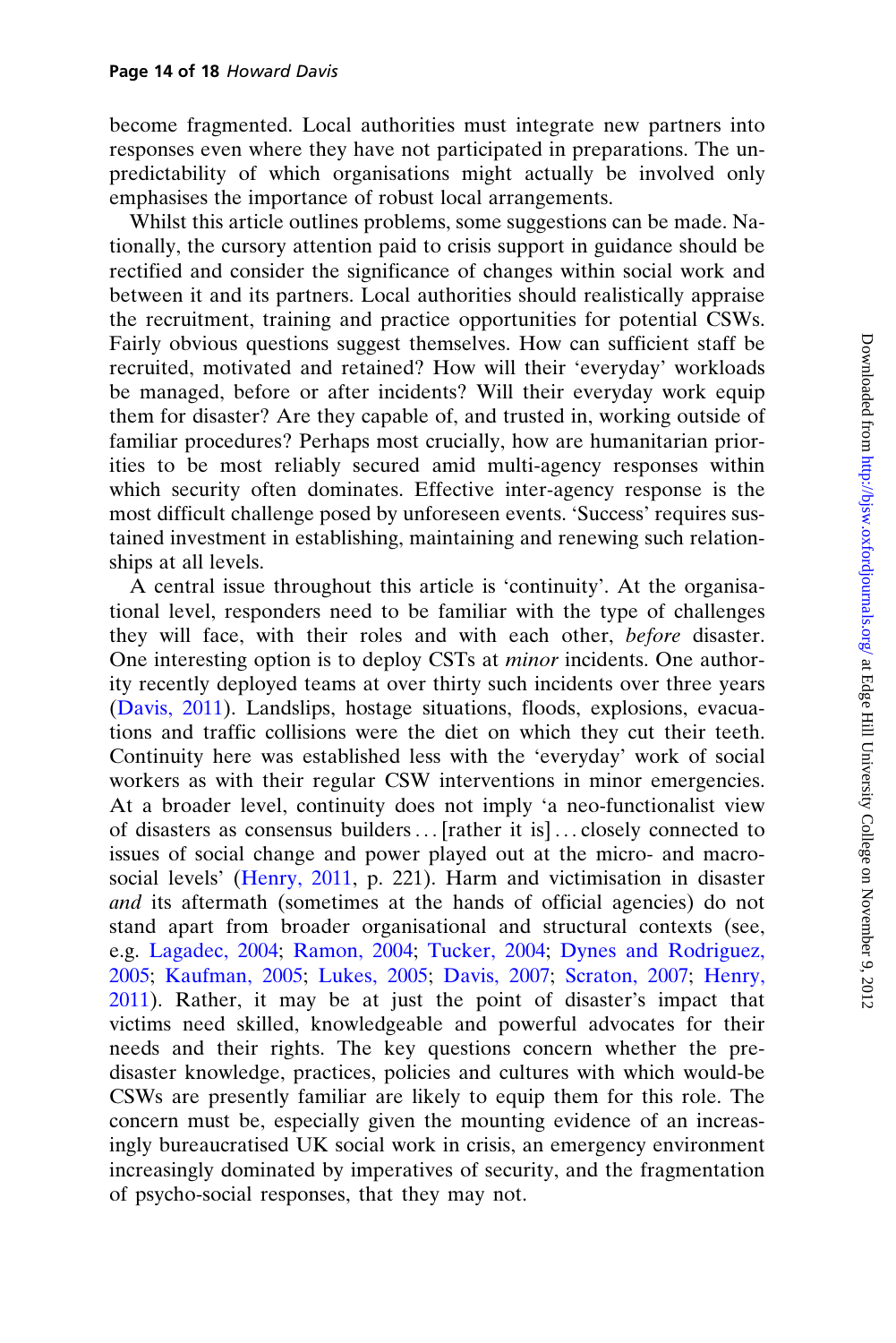become fragmented. Local authorities must integrate new partners into responses even where they have not participated in preparations. The unpredictability of which organisations might actually be involved only emphasises the importance of robust local arrangements.

Whilst this article outlines problems, some suggestions can be made. Nationally, the cursory attention paid to crisis support in guidance should be rectified and consider the significance of changes within social work and between it and its partners. Local authorities should realistically appraise the recruitment, training and practice opportunities for potential CSWs. Fairly obvious questions suggest themselves. How can sufficient staff be recruited, motivated and retained? How will their 'everyday' workloads be managed, before or after incidents? Will their everyday work equip them for disaster? Are they capable of, and trusted in, working outside of familiar procedures? Perhaps most crucially, how are humanitarian priorities to be most reliably secured amid multi-agency responses within which security often dominates. Effective inter-agency response is the most difficult challenge posed by unforeseen events. 'Success' requires sustained investment in establishing, maintaining and renewing such relationships at all levels.

A central issue throughout this article is 'continuity'. At the organisational level, responders need to be familiar with the type of challenges they will face, with their roles and with each other, *before* disaster. One interesting option is to deploy CSTs at *minor* incidents. One authority recently deployed teams at over thirty such incidents over three years (Davis, 2011). Landslips, hostage situations, floods, explosions, evacuations and traffic collisions were the diet on which they cut their teeth. Continuity here was established less with the 'everyday' work of social workers as with their regular CSW interventions in minor emergencies. At a broader level, continuity does not imply 'a neo-functionalist view of disasters as consensus builders ... [rather it is] ... closely connected to issues of social change and power played out at the micro- and macro-social levels' (Henry, 2011, p. 221). Harm and victimisation in disaster *and* its aftermath (sometimes at the hands of official agencies) do not stand apart from broader organisational and structural contexts (see, e.g. Lagadec, 2004; Ramon, 2004; Tucker, 2004; Dynes and Rodriguez, 2005; Kaufman, 2005; Lukes, 2005; Davis, 2007; Scraton, 2007; Henry, 2011). Rather, it may be at just the point of disaster's impact that victims need skilled, knowledgeable and powerful advocates for their needs and their rights. The key questions concern whether the pre-disaster knowledge, practices, policies and cultures with which would-be CSWs are presently familiar are likely to equip them for this role. The concern must be, especially given the mounting evidence of an increasingly bureaucratised UK social work in crisis, an emergency environment increasingly dominated by imperatives of security, and the fragmentation of psycho-social responses, that they may not.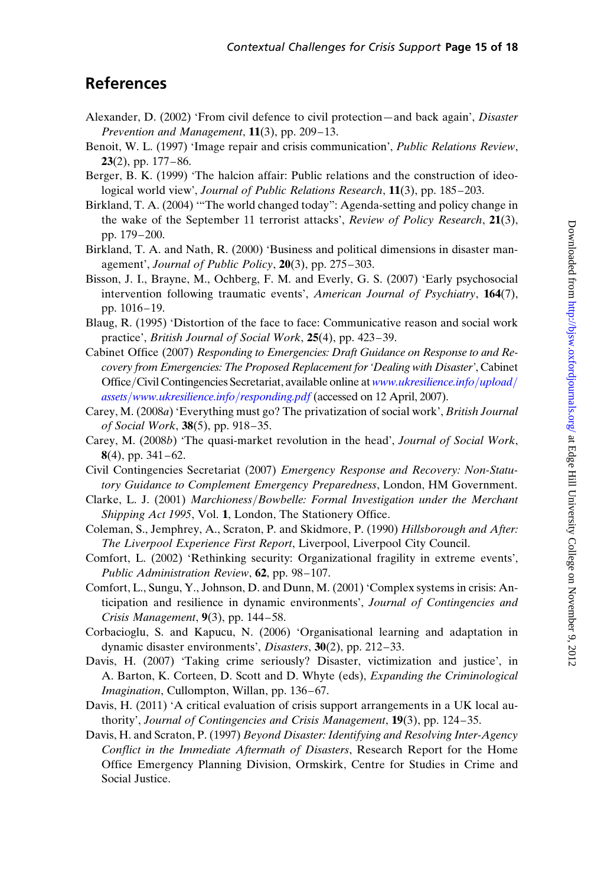## References

Alexander, D. (2002) 'From civil defence to civil protection—and back again', *Disaster Prevention and Management*, **11**(3), pp. 209–13.

Benoit, W. L. (1997) 'Image repair and crisis communication', *Public Relations Review*, **23**(2), pp. 177–86.

Berger, B. K. (1999) 'The halcion affair: Public relations and the construction of ideological world view', *Journal of Public Relations Research*, **11**(3), pp. 185–203.

Birkland, T. A. (2004) '"The world changed today": Agenda-setting and policy change in the wake of the September 11 terrorist attacks', *Review of Policy Research*, **21**(3), pp. 179–200.

Birkland, T. A. and Nath, R. (2000) 'Business and political dimensions in disaster management', *Journal of Public Policy*, **20**(3), pp. 275–303.

Bisson, J. I., Brayne, M., Ochberg, F. M. and Everly, G. S. (2007) 'Early psychosocial intervention following traumatic events', *American Journal of Psychiatry*, **164**(7), pp. 1016–19.

Blaug, R. (1995) 'Distortion of the face to face: Communicative reason and social work practice', *British Journal of Social Work*, **25**(4), pp. 423–39.

Cabinet Office (2007) *Responding to Emergencies: Draft Guidance on Response to and Recovery from Emergencies: The Proposed Replacement for 'Dealing with Disaster'*, Cabinet Office/Civil Contingencies Secretariat, available online at *www.ukresilience.info/upload/assets/www.ukresilience.info/responding.pdf* (accessed on 12 April, 2007).

Carey, M. (2008*a*) 'Everything must go? The privatization of social work', *British Journal of Social Work*, **38**(5), pp. 918–35.

Carey, M. (2008*b*) 'The quasi-market revolution in the head', *Journal of Social Work*, **8**(4), pp. 341–62.

Civil Contingencies Secretariat (2007) *Emergency Response and Recovery: Non-Statutory Guidance to Complement Emergency Preparedness*, London, HM Government.

Clarke, L. J. (2001) *Marchioness/Bowbelle: Formal Investigation under the Merchant Shipping Act 1995*, Vol. **1**, London, The Stationery Office.

Coleman, S., Jemphrey, A., Scraton, P. and Skidmore, P. (1990) *Hillsborough and After: The Liverpool Experience First Report*, Liverpool, Liverpool City Council.

Comfort, L. (2002) 'Rethinking security: Organizational fragility in extreme events', *Public Administration Review*, **62**, pp. 98–107.

Comfort, L., Sungu, Y., Johnson, D. and Dunn, M. (2001) 'Complex systems in crisis: Anticipation and resilience in dynamic environments', *Journal of Contingencies and Crisis Management*, **9**(3), pp. 144–58.

Corbacioglu, S. and Kapucu, N. (2006) 'Organisational learning and adaptation in dynamic disaster environments', *Disasters*, **30**(2), pp. 212–33.

Davis, H. (2007) 'Taking crime seriously? Disaster, victimization and justice', in A. Barton, K. Corteen, D. Scott and D. Whyte (eds), *Expanding the Criminological Imagination*, Cullompton, Willan, pp. 136–67.

Davis, H. (2011) 'A critical evaluation of crisis support arrangements in a UK local authority', *Journal of Contingencies and Crisis Management*, **19**(3), pp. 124–35.

Davis, H. and Scraton, P. (1997) *Beyond Disaster: Identifying and Resolving Inter-Agency Conflict in the Immediate Aftermath of Disasters*, Research Report for the Home Office Emergency Planning Division, Ormskirk, Centre for Studies in Crime and Social Justice.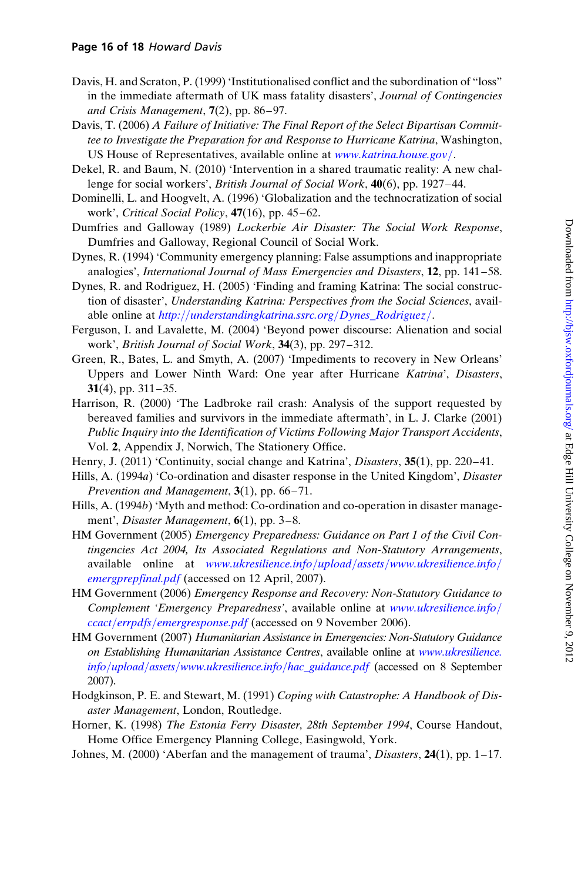Davis, H. and Scraton, P. (1999) 'Institutionalised conflict and the subordination of "loss" in the immediate aftermath of UK mass fatality disasters', *Journal of Contingencies and Crisis Management*, **7**(2), pp. 86–97.

Davis, T. (2006) *A Failure of Initiative: The Final Report of the Select Bipartisan Committee to Investigate the Preparation for and Response to Hurricane Katrina*, Washington, US House of Representatives, available online at www.katrina.house.gov/.

Dekel, R. and Baum, N. (2010) 'Intervention in a shared traumatic reality: A new challenge for social workers', *British Journal of Social Work*, **40**(6), pp. 1927–44.

Dominelli, L. and Hoogvelt, A. (1996) 'Globalization and the technocratization of social work', *Critical Social Policy*, **47**(16), pp. 45–62.

Dumfries and Galloway (1989) *Lockerbie Air Disaster: The Social Work Response*, Dumfries and Galloway, Regional Council of Social Work.

Dynes, R. (1994) 'Community emergency planning: False assumptions and inappropriate analogies', *International Journal of Mass Emergencies and Disasters*, **12**, pp. 141–58.

Dynes, R. and Rodriguez, H. (2005) 'Finding and framing Katrina: The social construction of disaster', *Understanding Katrina: Perspectives from the Social Sciences*, available online at *http://understandingkatrina.ssrc.org/Dynes_Rodriguez/*.

Ferguson, I. and Lavalette, M. (2004) 'Beyond power discourse: Alienation and social work', *British Journal of Social Work*, **34**(3), pp. 297–312.

Green, R., Bates, L. and Smyth, A. (2007) 'Impediments to recovery in New Orleans' Uppers and Lower Ninth Ward: One year after Hurricane *Katrina*', *Disasters*, **31**(4), pp. 311–35.

Harrison, R. (2000) 'The Ladbroke rail crash: Analysis of the support requested by bereaved families and survivors in the immediate aftermath', in L. J. Clarke (2001) *Public Inquiry into the Identification of Victims Following Major Transport Accidents*, Vol. **2**, Appendix J, Norwich, The Stationery Office.

Henry, J. (2011) 'Continuity, social change and Katrina', *Disasters*, **35**(1), pp. 220–41.

Hills, A. (1994*a*) 'Co-ordination and disaster response in the United Kingdom', *Disaster Prevention and Management*, **3**(1), pp. 66–71.

Hills, A. (1994*b*) 'Myth and method: Co-ordination and co-operation in disaster management', *Disaster Management*, **6**(1), pp. 3–8.

HM Government (2005) *Emergency Preparedness: Guidance on Part 1 of the Civil Contingencies Act 2004, Its Associated Regulations and Non-Statutory Arrangements*, available online at *www.ukresilience.info/upload/assets/www.ukresilience.info/emergprepfinal.pdf* (accessed on 12 April, 2007).

HM Government (2006) *Emergency Response and Recovery: Non-Statutory Guidance to Complement 'Emergency Preparedness'*, available online at *www.ukresilience.info/ccact/errpdfs/emergresponse.pdf* (accessed on 9 November 2006).

HM Government (2007) *Humanitarian Assistance in Emergencies: Non-Statutory Guidance on Establishing Humanitarian Assistance Centres*, available online at *www.ukresilience.info/upload/assets/www.ukresilience.info/hac_guidance.pdf* (accessed on 8 September 2007).

Hodgkinson, P. E. and Stewart, M. (1991) *Coping with Catastrophe: A Handbook of Disaster Management*, London, Routledge.

Horner, K. (1998) *The Estonia Ferry Disaster, 28th September 1994*, Course Handout, Home Office Emergency Planning College, Easingwold, York.

Johnes, M. (2000) 'Aberfan and the management of trauma', *Disasters*, **24**(1), pp. 1–17.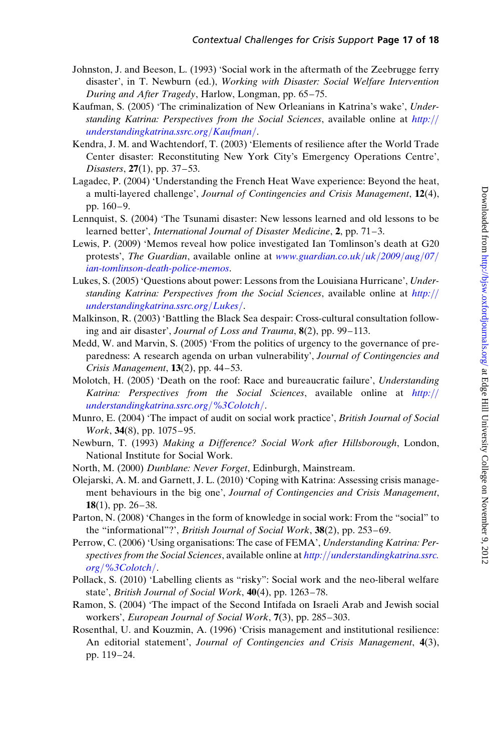Johnston, J. and Beeson, L. (1993) 'Social work in the aftermath of the Zeebrugge ferry disaster', in T. Newburn (ed.), *Working with Disaster: Social Welfare Intervention During and After Tragedy*, Harlow, Longman, pp. 65–75.

Kaufman, S. (2005) 'The criminalization of New Orleanians in Katrina's wake', *Understanding Katrina: Perspectives from the Social Sciences*, available online at *http://understandingkatrina.ssrc.org/Kaufman/*.

Kendra, J. M. and Wachtendorf, T. (2003) 'Elements of resilience after the World Trade Center disaster: Reconstituting New York City's Emergency Operations Centre', *Disasters*, **27**(1), pp. 37–53.

Lagadec, P. (2004) 'Understanding the French Heat Wave experience: Beyond the heat, a multi-layered challenge', *Journal of Contingencies and Crisis Management*, **12**(4), pp. 160–9.

Lennquist, S. (2004) 'The Tsunami disaster: New lessons learned and old lessons to be learned better', *International Journal of Disaster Medicine*, **2**, pp. 71–3.

Lewis, P. (2009) 'Memos reveal how police investigated Ian Tomlinson's death at G20 protests', *The Guardian*, available online at *www.guardian.co.uk/uk/2009/aug/07/ian-tomlinson-death-police-memos*.

Lukes, S. (2005) 'Questions about power: Lessons from the Louisiana Hurricane', *Understanding Katrina: Perspectives from the Social Sciences*, available online at *http://understandingkatrina.ssrc.org/Lukes/*.

Malkinson, R. (2003) 'Battling the Black Sea despair: Cross-cultural consultation following and air disaster', *Journal of Loss and Trauma*, **8**(2), pp. 99–113.

Medd, W. and Marvin, S. (2005) 'From the politics of urgency to the governance of preparedness: A research agenda on urban vulnerability', *Journal of Contingencies and Crisis Management*, **13**(2), pp. 44–53.

Molotch, H. (2005) 'Death on the roof: Race and bureaucratic failure', *Understanding Katrina: Perspectives from the Social Sciences*, available online at *http://understandingkatrina.ssrc.org/%3Colotch/*.

Munro, E. (2004) 'The impact of audit on social work practice', *British Journal of Social Work*, **34**(8), pp. 1075–95.

Newburn, T. (1993) *Making a Difference? Social Work after Hillsborough*, London, National Institute for Social Work.

North, M. (2000) *Dunblane: Never Forget*, Edinburgh, Mainstream.

Olejarski, A. M. and Garnett, J. L. (2010) 'Coping with Katrina: Assessing crisis management behaviours in the big one', *Journal of Contingencies and Crisis Management*, **18**(1), pp. 26–38.

Parton, N. (2008) 'Changes in the form of knowledge in social work: From the "social" to the "informational"?', *British Journal of Social Work*, **38**(2), pp. 253–69.

Perrow, C. (2006) 'Using organisations: The case of FEMA', *Understanding Katrina: Perspectives from the Social Sciences*, available online at *http://understandingkatrina.ssrc.org/%3Colotch/*.

Pollack, S. (2010) 'Labelling clients as "risky": Social work and the neo-liberal welfare state', *British Journal of Social Work*, **40**(4), pp. 1263–78.

Ramon, S. (2004) 'The impact of the Second Intifada on Israeli Arab and Jewish social workers', *European Journal of Social Work*, **7**(3), pp. 285–303.

Rosenthal, U. and Kouzmin, A. (1996) 'Crisis management and institutional resilience: An editorial statement', *Journal of Contingencies and Crisis Management*, **4**(3), pp. 119–24.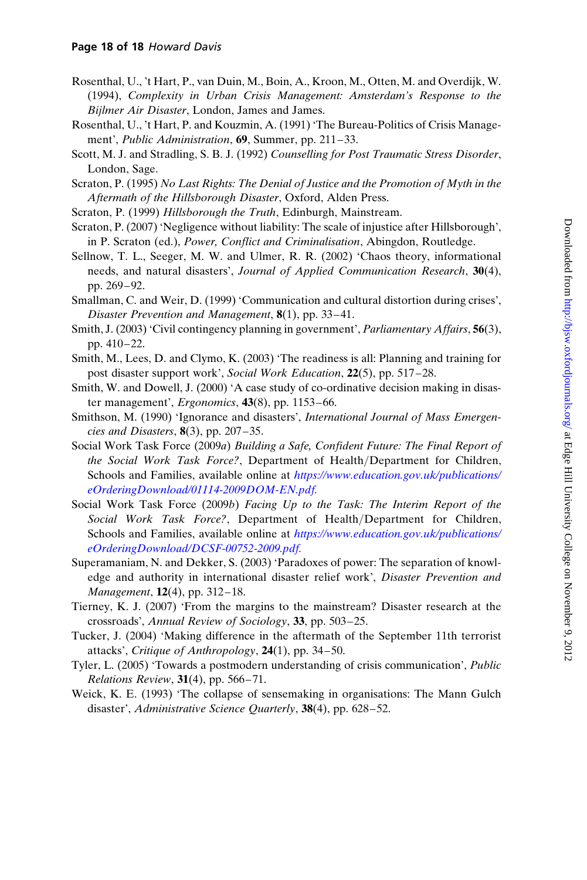Rosenthal, U., 't Hart, P., van Duin, M., Boin, A., Kroon, M., Otten, M. and Overdijk, W. (1994), *Complexity in Urban Crisis Management: Amsterdam's Response to the Bijlmer Air Disaster*, London, James and James.

Rosenthal, U., 't Hart, P. and Kouzmin, A. (1991) 'The Bureau-Politics of Crisis Management', *Public Administration*, **69**, Summer, pp. 211–33.

Scott, M. J. and Stradling, S. B. J. (1992) *Counselling for Post Traumatic Stress Disorder*, London, Sage.

Scraton, P. (1995) *No Last Rights: The Denial of Justice and the Promotion of Myth in the Aftermath of the Hillsborough Disaster*, Oxford, Alden Press.

Scraton, P. (1999) *Hillsborough the Truth*, Edinburgh, Mainstream.

Scraton, P. (2007) 'Negligence without liability: The scale of injustice after Hillsborough', in P. Scraton (ed.), *Power, Conflict and Criminalisation*, Abingdon, Routledge.

Sellnow, T. L., Seeger, M. W. and Ulmer, R. R. (2002) 'Chaos theory, informational needs, and natural disasters', *Journal of Applied Communication Research*, **30**(4), pp. 269–92.

Smallman, C. and Weir, D. (1999) 'Communication and cultural distortion during crises', *Disaster Prevention and Management*, **8**(1), pp. 33–41.

Smith, J. (2003) 'Civil contingency planning in government', *Parliamentary Affairs*, **56**(3), pp. 410–22.

Smith, M., Lees, D. and Clymo, K. (2003) 'The readiness is all: Planning and training for post disaster support work', *Social Work Education*, **22**(5), pp. 517–28.

Smith, W. and Dowell, J. (2000) 'A case study of co-ordinative decision making in disaster management', *Ergonomics*, **43**(8), pp. 1153–66.

Smithson, M. (1990) 'Ignorance and disasters', *International Journal of Mass Emergencies and Disasters*, **8**(3), pp. 207–35.

Social Work Task Force (2009*a*) *Building a Safe, Confident Future: The Final Report of the Social Work Task Force?*, Department of Health/Department for Children, Schools and Families, available online at *https://www.education.gov.uk/publications/eOrderingDownload/01114-2009DOM-EN.pdf.*

Social Work Task Force (2009*b*) *Facing Up to the Task: The Interim Report of the Social Work Task Force?*, Department of Health/Department for Children, Schools and Families, available online at *https://www.education.gov.uk/publications/eOrderingDownload/DCSF-00752-2009.pdf.*

Superamaniam, N. and Dekker, S. (2003) 'Paradoxes of power: The separation of knowledge and authority in international disaster relief work', *Disaster Prevention and Management*, **12**(4), pp. 312–18.

Tierney, K. J. (2007) 'From the margins to the mainstream? Disaster research at the crossroads', *Annual Review of Sociology*, **33**, pp. 503–25.

Tucker, J. (2004) 'Making difference in the aftermath of the September 11th terrorist attacks', *Critique of Anthropology*, **24**(1), pp. 34–50.

Tyler, L. (2005) 'Towards a postmodern understanding of crisis communication', *Public Relations Review*, **31**(4), pp. 566–71.

Weick, K. E. (1993) 'The collapse of sensemaking in organisations: The Mann Gulch disaster', *Administrative Science Quarterly*, **38**(4), pp. 628–52.